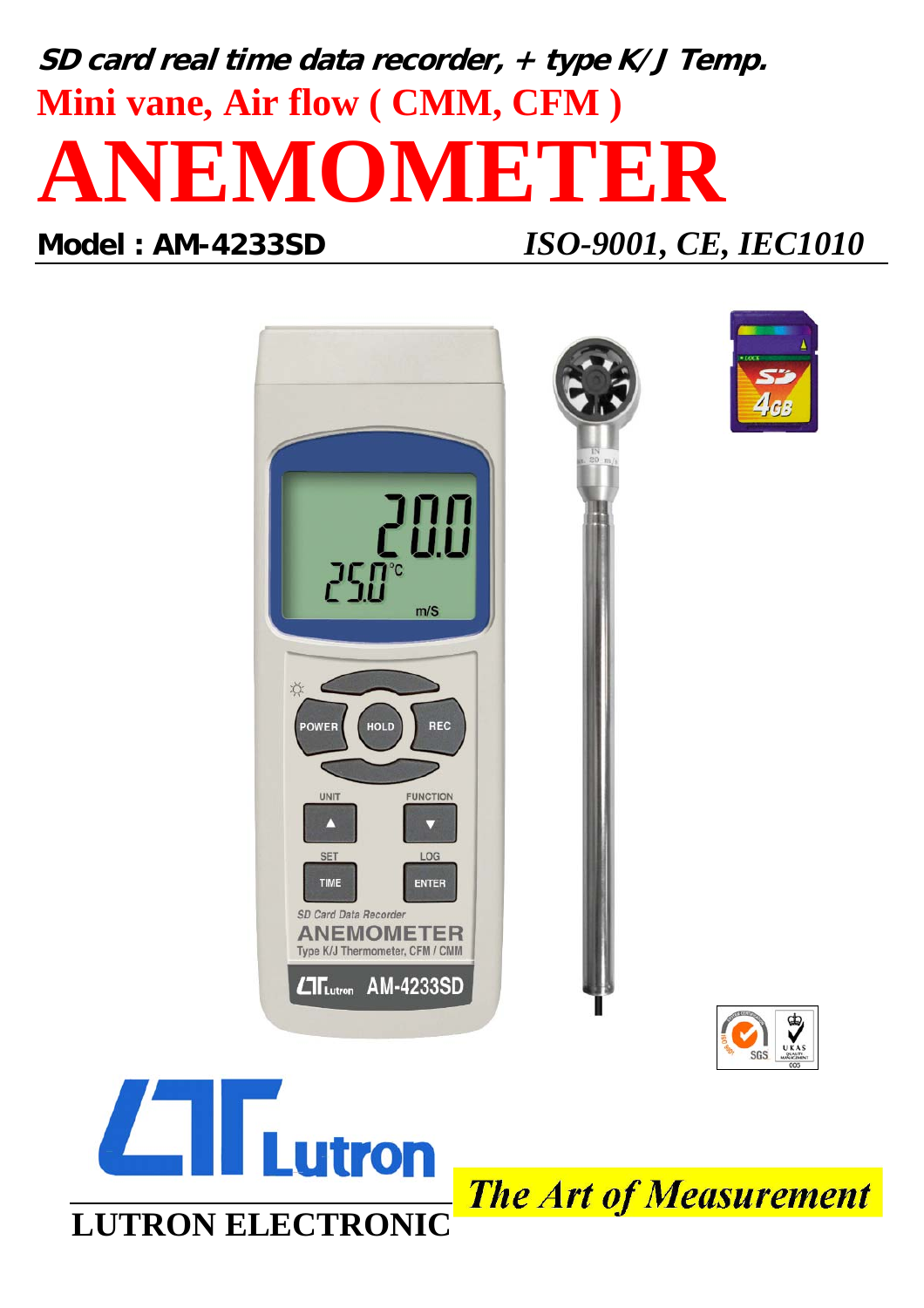**_SD card real time data recorder, + type K/J Temp._**

**Mini vane, Air flow ( CMM, CFM )**

# ANEMOMETER

**Model : AM-4233SD** *ISO-9001, CE, IEC1010*

**LUTRON ELECTRONIC**

***The Art of Measurement***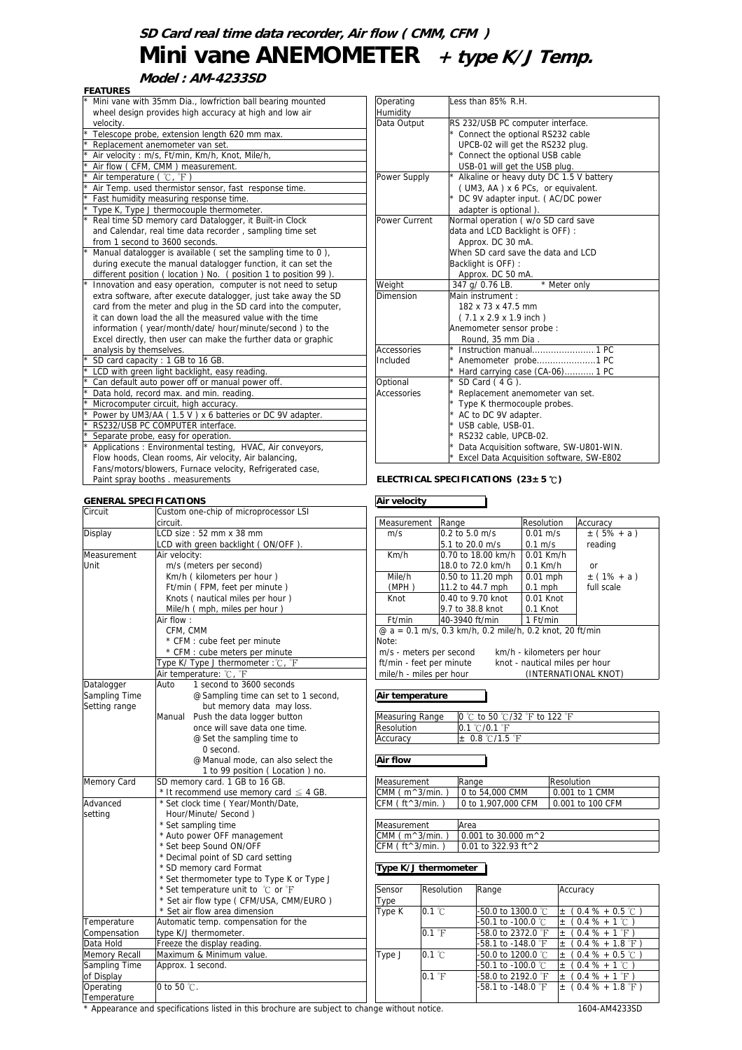## *SD Card real time data recorder, Air flow ( CMM, CFM )*

# Mini vane ANEMOMETER *+ type K/J Temp.*

### *Model : AM-4233SD*

**FEATURES**

* Mini vane with 35mm Dia., lowfriction ball bearing mounted wheel design provides high accuracy at high and low air velocity.
* Telescope probe, extension length 620 mm max.
* Replacement anemometer van set.
* Air velocity : m/s, Ft/min, Km/h, Knot, Mile/h,
* Air flow ( CFM, CMM ) measurement.
* Air temperature ( ℃, ℉ )
* Air Temp. used thermistor sensor, fast response time.
* Fast humidity measuring response time.
* Type K, Type J thermocouple thermometer.
* Real time SD memory card Datalogger, it Built-in Clock and Calendar, real time data recorder , sampling time set from 1 second to 3600 seconds.
* Manual datalogger is available ( set the sampling time to 0 ), during execute the manual datalogger function, it can set the different position ( location ) No. ( position 1 to position 99 ).
* Innovation and easy operation, computer is not need to setup extra software, after execute datalogger, just take away the SD card from the meter and plug in the SD card into the computer, it can down load the all the measured value with the time information ( year/month/date/ hour/minute/second ) to the Excel directly, then user can make the further data or graphic analysis by themselves.
* SD card capacity : 1 GB to 16 GB.
* LCD with green light backlight, easy reading.
* Can default auto power off or manual power off.
* Data hold, record max. and min. reading.
* Microcomputer circuit, high accuracy.
* Power by UM3/AA ( 1.5 V ) x 6 batteries or DC 9V adapter.
* RS232/USB PC COMPUTER interface.
* Separate probe, easy for operation.
* Applications : Environmental testing, HVAC, Air conveyors, Flow hoods, Clean rooms, Air velocity, Air balancing, Fans/motors/blowers, Furnace velocity, Refrigerated case, Paint spray booths . measurements

**GENERAL SPECIFICATIONS**

| | |
|---|---|
| Circuit | Custom one-chip of microprocessor LSI circuit. |
| Display | LCD size : 52 mm x 38 mm<br>LCD with green backlight ( ON/OFF ). |
| Measurement Unit | Air velocity:<br>m/s (meters per second)<br>Km/h ( kilometers per hour )<br>Ft/min ( FPM, feet per minute )<br>Knots ( nautical miles per hour )<br>Mile/h ( mph, miles per hour )<br>Air flow :<br>CFM, CMM<br>* CFM : cube feet per minute<br>* CFM : cube meters per minute<br>Type K/ Type J thermometer :℃, ℉<br>Air temperature: ℃, ℉ |
| Datalogger Sampling Time Setting range | Auto 1 second to 3600 seconds<br>@Sampling time can set to 1 second, but memory data may loss.<br>Manual Push the data logger button once will save data one time.<br>@Set the sampling time to 0 second.<br>@Manual mode, can also select the 1 to 99 position ( Location ) no. |
| Memory Card | SD memory card. 1 GB to 16 GB.<br>* It recommend use memory card ≦ 4 GB. |
| Advanced setting | * Set clock time ( Year/Month/Date, Hour/Minute/ Second )<br>* Set sampling time<br>* Auto power OFF management<br>* Set beep Sound ON/OFF<br>* Decimal point of SD card setting<br>* SD memory card Format<br>* Set thermometer type to Type K or Type J<br>* Set temperature unit to ℃ or ℉<br>* Set air flow type ( CFM/USA, CMM/EURO )<br>* Set air flow area dimension |
| Temperature Compensation | Automatic temp. compensation for the type K/J thermometer. |
| Data Hold | Freeze the display reading. |
| Memory Recall | Maximum & Minimum value. |
| Sampling Time of Display | Approx. 1 second. |
| Operating Temperature | 0 to 50 ℃. |
| Operating Humidity | Less than 85% R.H. |
| Data Output | RS 232/USB PC computer interface.<br>* Connect the optional RS232 cable UPCB-02 will get the RS232 plug.<br>* Connect the optional USB cable USB-01 will get the USB plug. |
| Power Supply | * Alkaline or heavy duty DC 1.5 V battery ( UM3, AA ) x 6 PCs, or equivalent.<br>* DC 9V adapter input. ( AC/DC power adapter is optional ). |
| Power Current | Normal operation ( w/o SD card save data and LCD Backlight is OFF) :<br>Approx. DC 30 mA.<br>When SD card save the data and LCD Backlight is OFF) :<br>Approx. DC 50 mA. |
| Weight | 347 g/ 0.76 LB. * Meter only |
| Dimension | Main instrument :<br>182 x 73 x 47.5 mm<br>( 7.1 x 2.9 x 1.9 inch )<br>Anemometer sensor probe :<br>Round, 35 mm Dia . |
| Accessories Included | * Instruction manual........................1 PC<br>* Anemometer probe.......................1 PC<br>* Hard carrying case (CA-06)........... 1 PC |
| Optional Accessories | * SD Card ( 4 G ).<br>* Replacement anemometer van set.<br>* Type K thermocouple probes.<br>* AC to DC 9V adapter.<br>* USB cable, USB-01.<br>* RS232 cable, UPCB-02.<br>* Data Acquisition software, SW-U801-WIN.<br>* Excel Data Acquisition software, SW-E802 |

**ELECTRICAL SPECIFICATIONS (23± 5 ℃)**

**Air velocity**

| Measurement | Range | Resolution | Accuracy |
|---|---|---|---|
| m/s | 0.2 to 5.0 m/s | 0.01 m/s | ± ( 5% + a ) |
| | 5.1 to 20.0 m/s | 0.1 m/s | reading |
| Km/h | 0.70 to 18.00 km/h | 0.01 Km/h | |
| | 18.0 to 72.0 km/h | 0.1 Km/h | or |
| Mile/h | 0.50 to 11.20 mph | 0.01 mph | ± ( 1% + a ) |
| (MPH ) | 11.2 to 44.7 mph | 0.1 mph | full scale |
| Knot | 0.40 to 9.70 knot | 0.01 Knot | |
| | 9.7 to 38.8 knot | 0.1 Knot | |
| Ft/min | 40-3940 ft/min | 1 Ft/min | |

@ a = 0.1 m/s, 0.3 km/h, 0.2 mile/h, 0.2 knot, 20 ft/min

Note:
m/s - meters per second　　km/h - kilometers per hour
ft/min - feet per minute　　knot - nautical miles per hour
mile/h - miles per hour　　(INTERNATIONAL KNOT)

**Air temperature**

| | |
|---|---|
| Measuring Range | 0 ℃ to 50 ℃/32 ℉ to 122 ℉ |
| Resolution | 0.1 ℃/0.1 ℉ |
| Accuracy | ± 0.8 ℃/1.5 ℉ |

**Air flow**

| Measurement | Range | Resolution |
|---|---|---|
| CMM ( m^3/min. ) | 0 to 54,000 CMM | 0.001 to 1 CMM |
| CFM ( ft^3/min. ) | 0 to 1,907,000 CFM | 0.001 to 100 CFM |

| Measurement | Area |
|---|---|
| CMM ( m^3/min. ) | 0.001 to 30.000 m^2 |
| CFM ( ft^3/min. ) | 0.01 to 322.93 ft^2 |

**Type K/J thermometer**

| Sensor Type | Resolution | Range | Accuracy |
|---|---|---|---|
| Type K | 0.1 ℃ | -50.0 to 1300.0 ℃ | ± ( 0.4 % + 0.5 ℃ ) |
| | | -50.1 to -100.0 ℃ | ± ( 0.4 % + 1 ℃ ) |
| | 0.1 ℉ | -58.0 to 2372.0 ℉ | ± ( 0.4 % + 1 ℉ ) |
| | | -58.1 to -148.0 ℉ | ± ( 0.4 % + 1.8 ℉ ) |
| Type J | 0.1 ℃ | -50.0 to 1200.0 ℃ | ± ( 0.4 % + 0.5 ℃ ) |
| | | -50.1 to -100.0 ℃ | ± ( 0.4 % + 1 ℃ ) |
| | 0.1 ℉ | -58.0 to 2192.0 ℉ | ± ( 0.4 % + 1 ℉ ) |
| | | -58.1 to -148.0 ℉ | ± ( 0.4 % + 1.8 ℉ ) |

* Appearance and specifications listed in this brochure are subject to change without notice.　　1604-AM4233SD